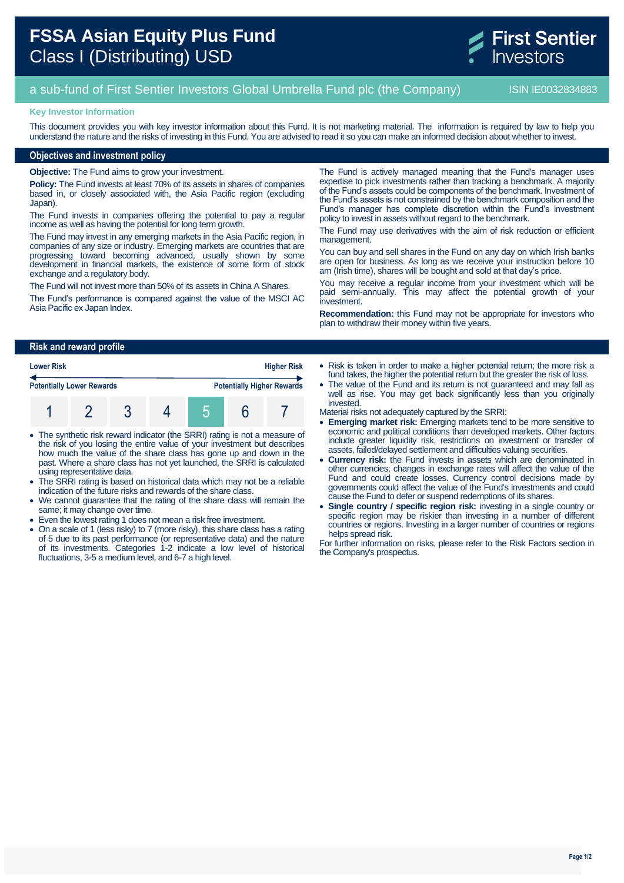# FSSA Asian Equity Plus Fund
## Class I (Distributing) USD

First Sentier Investors

a sub-fund of First Sentier Investors Global Umbrella Fund plc (the Company) ISIN IE0032834883

**Key Investor Information**

This document provides you with key investor information about this Fund. It is not marketing material. The information is required by law to help you understand the nature and the risks of investing in this Fund. You are advised to read it so you can make an informed decision about whether to invest.

## Objectives and investment policy

**Objective:** The Fund aims to grow your investment.

**Policy:** The Fund invests at least 70% of its assets in shares of companies based in, or closely associated with, the Asia Pacific region (excluding Japan).

The Fund invests in companies offering the potential to pay a regular income as well as having the potential for long term growth.

The Fund may invest in any emerging markets in the Asia Pacific region, in companies of any size or industry. Emerging markets are countries that are progressing toward becoming advanced, usually shown by some development in financial markets, the existence of some form of stock exchange and a regulatory body.

The Fund will not invest more than 50% of its assets in China A Shares.

The Fund's performance is compared against the value of the MSCI AC Asia Pacific ex Japan Index.

The Fund is actively managed meaning that the Fund's manager uses expertise to pick investments rather than tracking a benchmark. A majority of the Fund's assets could be components of the benchmark. Investment of the Fund's assets is not constrained by the benchmark composition and the Fund's manager has complete discretion within the Fund's investment policy to invest in assets without regard to the benchmark.

The Fund may use derivatives with the aim of risk reduction or efficient management.

You can buy and sell shares in the Fund on any day on which Irish banks are open for business. As long as we receive your instruction before 10 am (Irish time), shares will be bought and sold at that day's price.

You may receive a regular income from your investment which will be paid semi-annually. This may affect the potential growth of your investment.

**Recommendation:** this Fund may not be appropriate for investors who plan to withdraw their money within five years.

## Risk and reward profile

| Lower Risk | | | | | | Higher Risk |
|---|---|---|---|---|---|---|
| Potentially Lower Rewards | | | | | | Potentially Higher Rewards |
| 1 | 2 | 3 | 4 | **5** | 6 | 7 |

- The synthetic risk reward indicator (the SRRI) rating is not a measure of the risk of you losing the entire value of your investment but describes how much the value of the share class has gone up and down in the past. Where a share class has not yet launched, the SRRI is calculated using representative data.
- The SRRI rating is based on historical data which may not be a reliable indication of the future risks and rewards of the share class.
- We cannot guarantee that the rating of the share class will remain the same; it may change over time.
- Even the lowest rating 1 does not mean a risk free investment.
- On a scale of 1 (less risky) to 7 (more risky), this share class has a rating of 5 due to its past performance (or representative data) and the nature of its investments. Categories 1-2 indicate a low level of historical fluctuations, 3-5 a medium level, and 6-7 a high level.
- Risk is taken in order to make a higher potential return; the more risk a fund takes, the higher the potential return but the greater the risk of loss.
- The value of the Fund and its return is not guaranteed and may fall as well as rise. You may get back significantly less than you originally invested.

Material risks not adequately captured by the SRRI:

- **Emerging market risk:** Emerging markets tend to be more sensitive to economic and political conditions than developed markets. Other factors include greater liquidity risk, restrictions on investment or transfer of assets, failed/delayed settlement and difficulties valuing securities.
- **Currency risk:** the Fund invests in assets which are denominated in other currencies; changes in exchange rates will affect the value of the Fund and could create losses. Currency control decisions made by governments could affect the value of the Fund's investments and could cause the Fund to defer or suspend redemptions of its shares.
- **Single country / specific region risk:** investing in a single country or specific region may be riskier than investing in a number of different countries or regions. Investing in a larger number of countries or regions helps spread risk.

For further information on risks, please refer to the Risk Factors section in the Company's prospectus.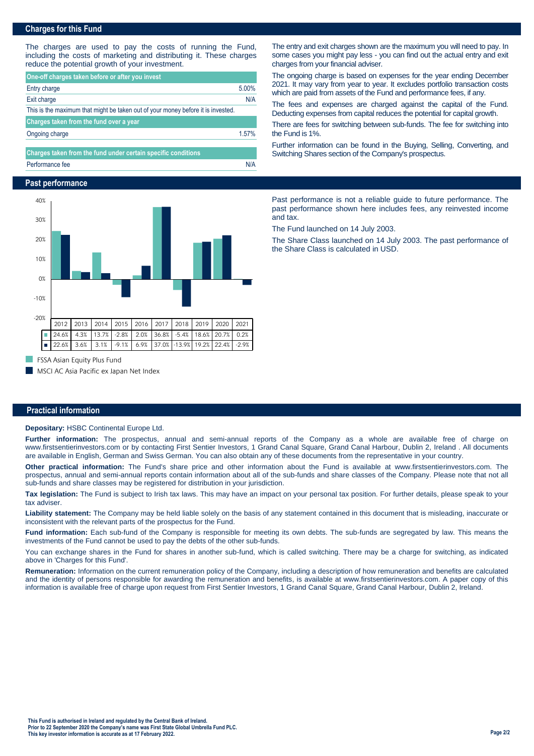## Charges for this Fund

The charges are used to pay the costs of running the Fund, including the costs of marketing and distributing it. These charges reduce the potential growth of your investment.

| One-off charges taken before or after you invest | |
|---|---|
| Entry charge | 5.00% |
| Exit charge | N/A |
| This is the maximum that might be taken out of your money before it is invested. | |
| **Charges taken from the fund over a year** | |
| Ongoing charge | 1.57% |
| **Charges taken from the fund under certain specific conditions** | |
| Performance fee | N/A |

The entry and exit charges shown are the maximum you will need to pay. In some cases you might pay less - you can find out the actual entry and exit charges from your financial adviser.

The ongoing charge is based on expenses for the year ending December 2021. It may vary from year to year. It excludes portfolio transaction costs which are paid from assets of the Fund and performance fees, if any.

The fees and expenses are charged against the capital of the Fund. Deducting expenses from capital reduces the potential for capital growth.

There are fees for switching between sub-funds. The fee for switching into the Fund is 1%.

Further information can be found in the Buying, Selling, Converting, and Switching Shares section of the Company's prospectus.

## Past performance

40%
30%
20%
10%
0%
-10%
-20%

2012 2013 2014 2015 2016 2017 2018 2019 2020 2021

FSSA Asian Equity Plus Fund: 24.6% 4.3% 13.7% -2.8% 2.0% 36.8% -5.4% 18.6% 20.7% 0.2%

MSCI AC Asia Pacific ex Japan Net Index: 22.6% 3.6% 3.1% -9.1% 6.9% 37.0% -13.9% 19.2% 22.4% -2.9%

Past performance is not a reliable guide to future performance. The past performance shown here includes fees, any reinvested income and tax.

The Fund launched on 14 July 2003.

The Share Class launched on 14 July 2003. The past performance of the Share Class is calculated in USD.

## Practical information

**Depositary:** HSBC Continental Europe Ltd.

**Further information:** The prospectus, annual and semi-annual reports of the Company as a whole are available free of charge on www.firstsentierinvestors.com or by contacting First Sentier Investors, 1 Grand Canal Square, Grand Canal Harbour, Dublin 2, Ireland . All documents are available in English, German and Swiss German. You can also obtain any of these documents from the representative in your country.

**Other practical information:** The Fund's share price and other information about the Fund is available at www.firstsentierinvestors.com. The prospectus, annual and semi-annual reports contain information about all of the sub-funds and share classes of the Company. Please note that not all sub-funds and share classes may be registered for distribution in your jurisdiction.

**Tax legislation:** The Fund is subject to Irish tax laws. This may have an impact on your personal tax position. For further details, please speak to your tax adviser.

**Liability statement:** The Company may be held liable solely on the basis of any statement contained in this document that is misleading, inaccurate or inconsistent with the relevant parts of the prospectus for the Fund.

**Fund information:** Each sub-fund of the Company is responsible for meeting its own debts. The sub-funds are segregated by law. This means the investments of the Fund cannot be used to pay the debts of the other sub-funds.

You can exchange shares in the Fund for shares in another sub-fund, which is called switching. There may be a charge for switching, as indicated above in 'Charges for this Fund'.

**Remuneration:** Information on the current remuneration policy of the Company, including a description of how remuneration and benefits are calculated and the identity of persons responsible for awarding the remuneration and benefits, is available at www.firstsentierinvestors.com. A paper copy of this information is available free of charge upon request from First Sentier Investors, 1 Grand Canal Square, Grand Canal Harbour, Dublin 2, Ireland.

**This Fund is authorised in Ireland and regulated by the Central Bank of Ireland.**
**Prior to 22 September 2020 the Company's name was First State Global Umbrella Fund PLC.**
**This key investor information is accurate as at 17 February 2022.**